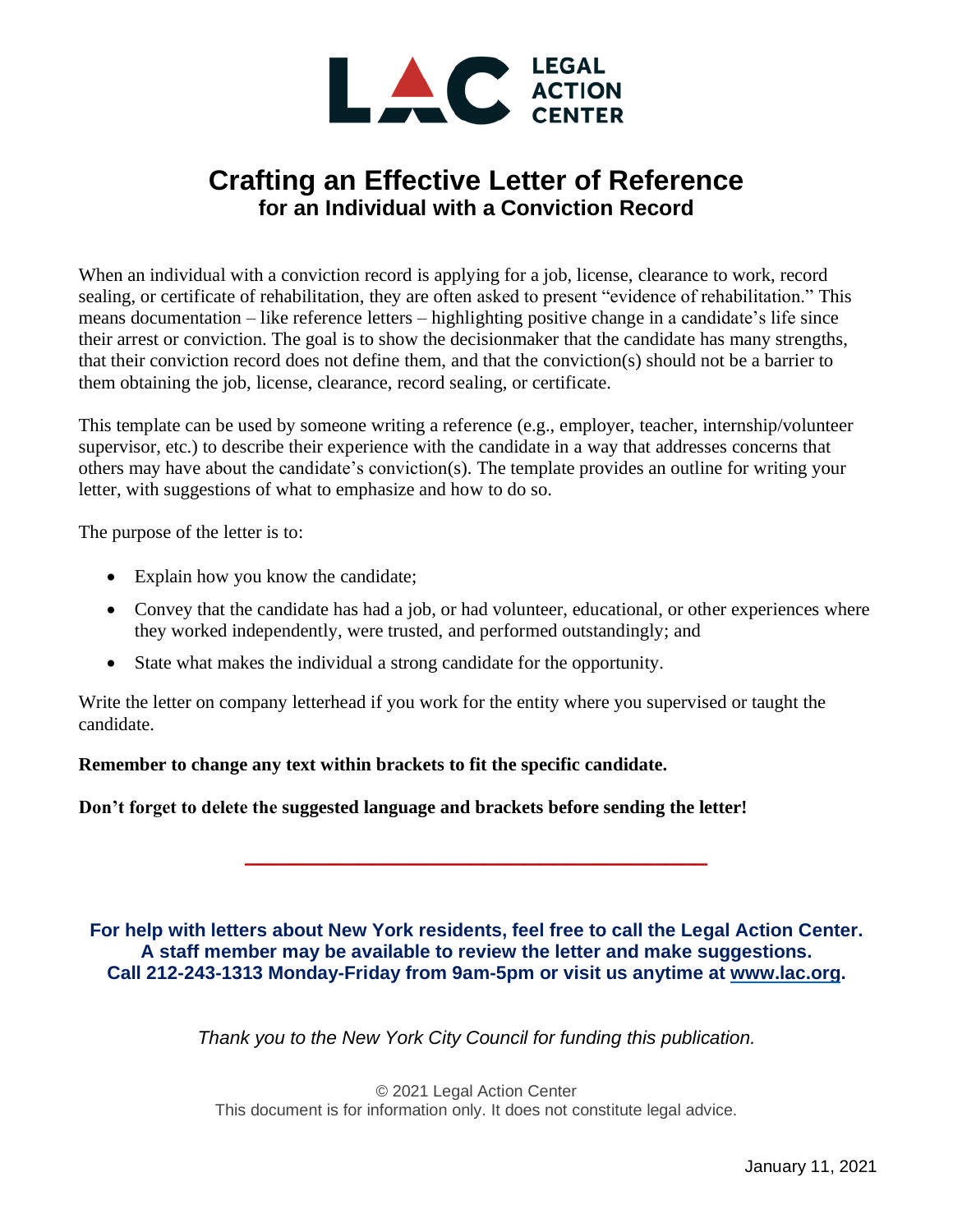LEGAL ACTION CENTER

# Crafting an Effective Letter of Reference

## for an Individual with a Conviction Record

When an individual with a conviction record is applying for a job, license, clearance to work, record sealing, or certificate of rehabilitation, they are often asked to present "evidence of rehabilitation." This means documentation – like reference letters – highlighting positive change in a candidate's life since their arrest or conviction. The goal is to show the decisionmaker that the candidate has many strengths, that their conviction record does not define them, and that the conviction(s) should not be a barrier to them obtaining the job, license, clearance, record sealing, or certificate.

This template can be used by someone writing a reference (e.g., employer, teacher, internship/volunteer supervisor, etc.) to describe their experience with the candidate in a way that addresses concerns that others may have about the candidate's conviction(s). The template provides an outline for writing your letter, with suggestions of what to emphasize and how to do so.

The purpose of the letter is to:

- Explain how you know the candidate;
- Convey that the candidate has had a job, or had volunteer, educational, or other experiences where they worked independently, were trusted, and performed outstandingly; and
- State what makes the individual a strong candidate for the opportunity.

Write the letter on company letterhead if you work for the entity where you supervised or taught the candidate.

**Remember to change any text within brackets to fit the specific candidate.**

**Don't forget to delete the suggested language and brackets before sending the letter!**

---

**For help with letters about New York residents, feel free to call the Legal Action Center. A staff member may be available to review the letter and make suggestions. Call 212-243-1313 Monday-Friday from 9am-5pm or visit us anytime at www.lac.org.**

*Thank you to the New York City Council for funding this publication.*

© 2021 Legal Action Center
This document is for information only. It does not constitute legal advice.

January 11, 2021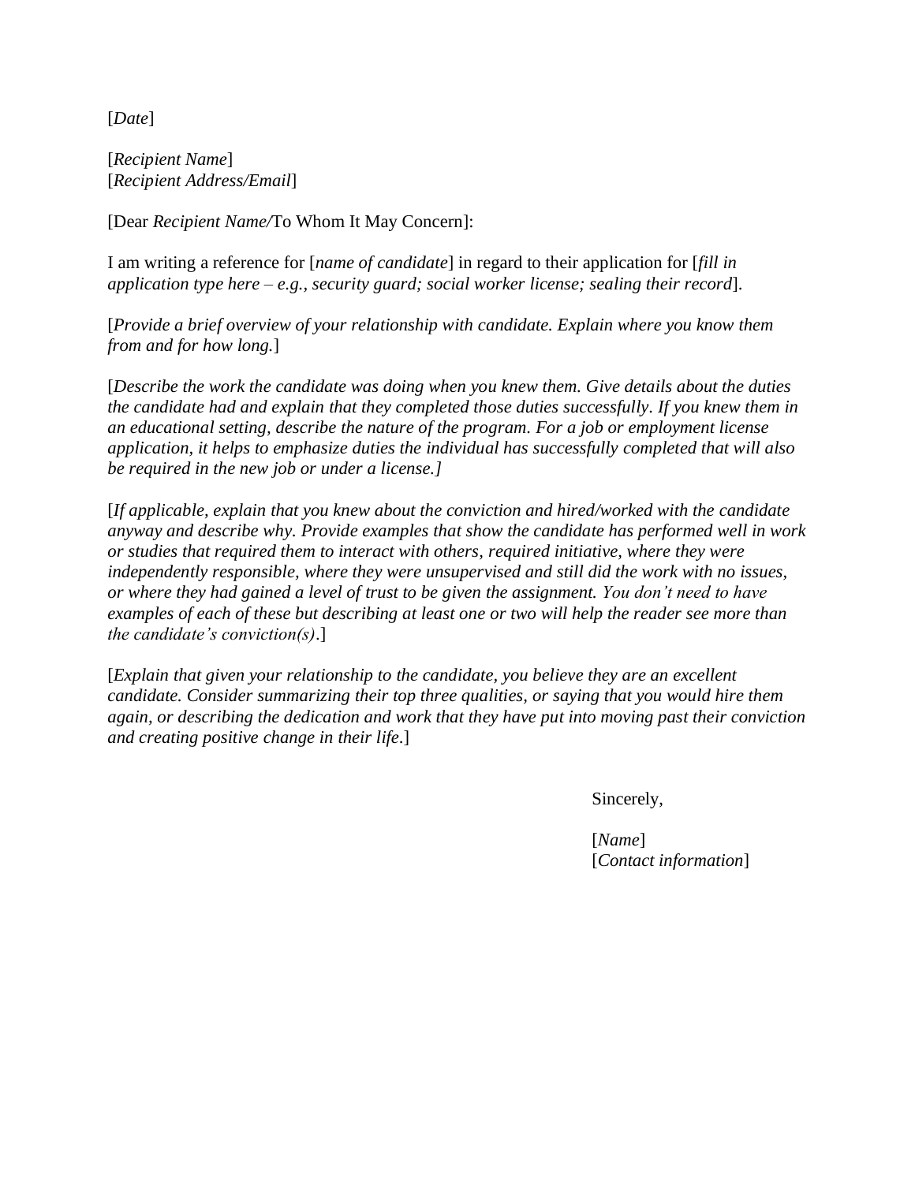[*Date*]

[*Recipient Name*]
[*Recipient Address/Email*]

[Dear *Recipient Name/*To Whom It May Concern]:

I am writing a reference for [*name of candidate*] in regard to their application for [*fill in application type here – e.g., security guard; social worker license; sealing their record*].

[*Provide a brief overview of your relationship with candidate. Explain where you know them from and for how long.*]

[*Describe the work the candidate was doing when you knew them. Give details about the duties the candidate had and explain that they completed those duties successfully. If you knew them in an educational setting, describe the nature of the program. For a job or employment license application, it helps to emphasize duties the individual has successfully completed that will also be required in the new job or under a license.]*

[*If applicable, explain that you knew about the conviction and hired/worked with the candidate anyway and describe why. Provide examples that show the candidate has performed well in work or studies that required them to interact with others, required initiative, where they were independently responsible, where they were unsupervised and still did the work with no issues, or where they had gained a level of trust to be given the assignment. You don't need to have examples of each of these but describing at least one or two will help the reader see more than the candidate's conviction(s)*.]

[*Explain that given your relationship to the candidate, you believe they are an excellent candidate. Consider summarizing their top three qualities, or saying that you would hire them again, or describing the dedication and work that they have put into moving past their conviction and creating positive change in their life*.]

Sincerely,

[*Name*]
[*Contact information*]